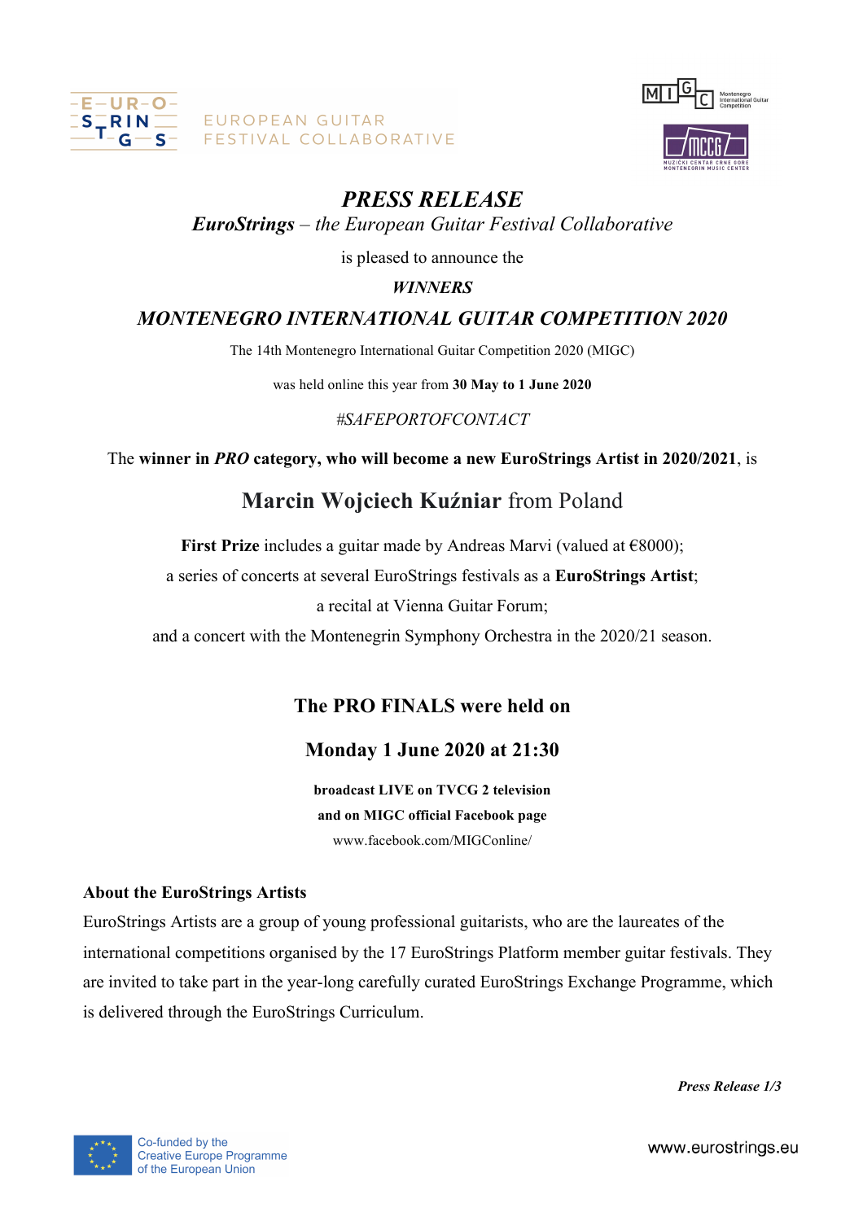EUROPEAN GUITAR FESTIVAL COLLABORATIVE

# *PRESS RELEASE*

***EuroStrings** – the European Guitar Festival Collaborative*

is pleased to announce the

***WINNERS***

## *MONTENEGRO INTERNATIONAL GUITAR COMPETITION 2020*

The 14th Montenegro International Guitar Competition 2020 (MIGC)

was held online this year from **30 May to 1 June 2020**

*#SAFEPORTOFCONTACT*

The **winner in *PRO* category, who will become a new EuroStrings Artist in 2020/2021**, is

## **Marcin Wojciech Kuźniar** from Poland

**First Prize** includes a guitar made by Andreas Marvi (valued at €8000);

a series of concerts at several EuroStrings festivals as a **EuroStrings Artist**;

a recital at Vienna Guitar Forum;

and a concert with the Montenegrin Symphony Orchestra in the 2020/21 season.

### The PRO FINALS were held on

### Monday 1 June 2020 at 21:30

**broadcast LIVE on TVCG 2 television**

**and on MIGC official Facebook page**

www.facebook.com/MIGConline/

### About the EuroStrings Artists

EuroStrings Artists are a group of young professional guitarists, who are the laureates of the international competitions organised by the 17 EuroStrings Platform member guitar festivals. They are invited to take part in the year-long carefully curated EuroStrings Exchange Programme, which is delivered through the EuroStrings Curriculum.

Co-funded by the Creative Europe Programme of the European Union

www.eurostrings.eu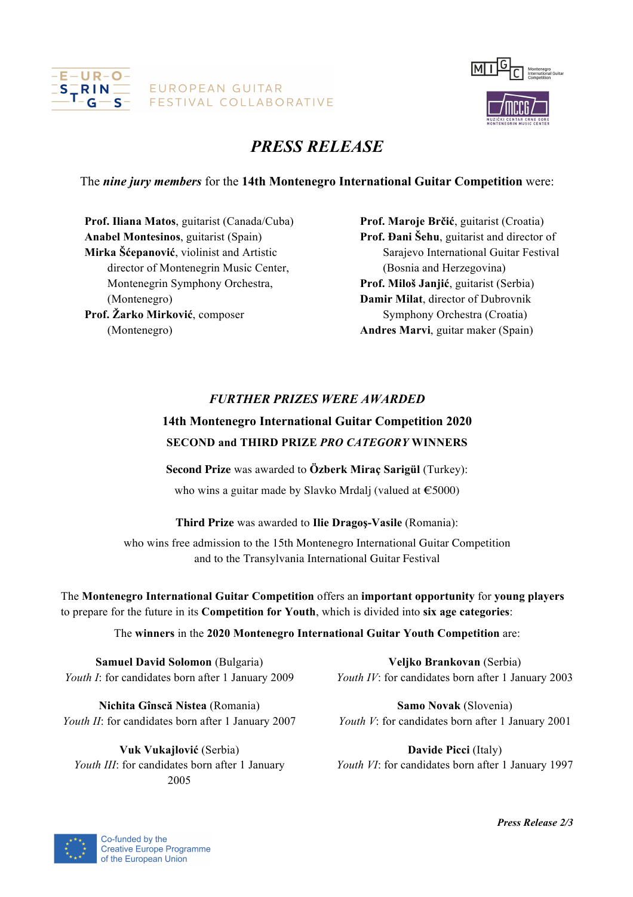# PRESS RELEASE

The ***nine jury members*** for the **14th Montenegro International Guitar Competition** were:

**Prof. Iliana Matos**, guitarist (Canada/Cuba)
**Anabel Montesinos**, guitarist (Spain)
**Mirka Šćepanović**, violinist and Artistic director of Montenegrin Music Center, Montenegrin Symphony Orchestra, (Montenegro)
**Prof. Žarko Mirković**, composer (Montenegro)
**Prof. Maroje Brčić**, guitarist (Croatia)
**Prof. Đani Šehu**, guitarist and director of Sarajevo International Guitar Festival (Bosnia and Herzegovina)
**Prof. Miloš Janjić**, guitarist (Serbia)
**Damir Milat**, director of Dubrovnik Symphony Orchestra (Croatia)
**Andres Marvi**, guitar maker (Spain)

## *FURTHER PRIZES WERE AWARDED*

### 14th Montenegro International Guitar Competition 2020

### SECOND and THIRD PRIZE *PRO CATEGORY* WINNERS

**Second Prize** was awarded to **Özberk Miraç Sarigül** (Turkey):

who wins a guitar made by Slavko Mrdalj (valued at €5000)

**Third Prize** was awarded to **Ilie Dragoş-Vasile** (Romania):

who wins free admission to the 15th Montenegro International Guitar Competition and to the Transylvania International Guitar Festival

The **Montenegro International Guitar Competition** offers an **important opportunity** for **young players** to prepare for the future in its **Competition for Youth**, which is divided into **six age categories**:

The **winners** in the **2020 Montenegro International Guitar Youth Competition** are:

**Samuel David Solomon** (Bulgaria)
*Youth I*: for candidates born after 1 January 2009

**Nichita Gînscă Nistea** (Romania)
*Youth II*: for candidates born after 1 January 2007

**Vuk Vukajlović** (Serbia)
*Youth III*: for candidates born after 1 January 2005

**Veljko Brankovan** (Serbia)
*Youth IV*: for candidates born after 1 January 2003

**Samo Novak** (Slovenia)
*Youth V*: for candidates born after 1 January 2001

**Davide Picci** (Italy)
*Youth VI*: for candidates born after 1 January 1997

Co-funded by the Creative Europe Programme of the European Union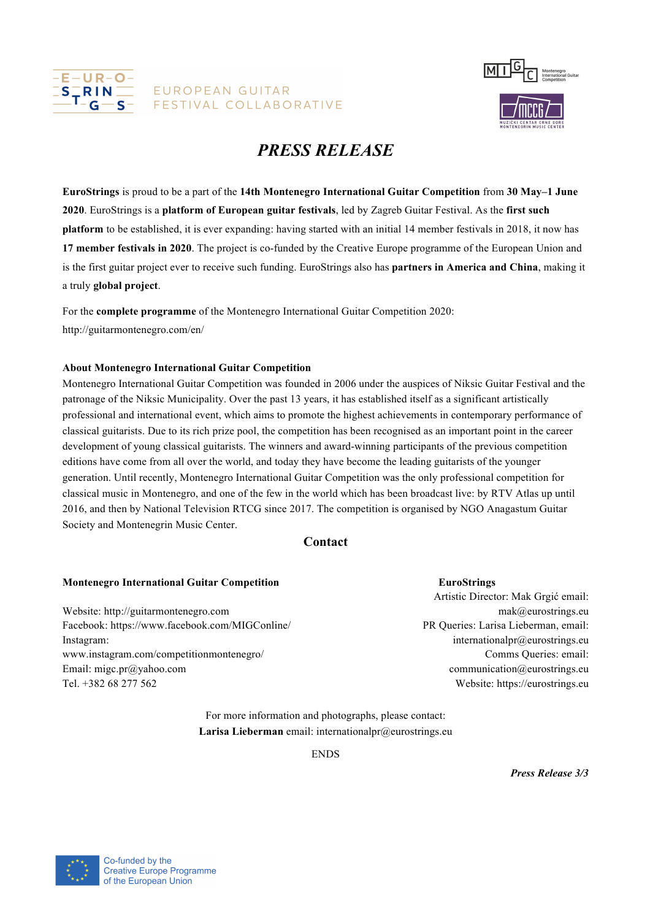EUROPEAN GUITAR FESTIVAL COLLABORATIVE

# *PRESS RELEASE*

**EuroStrings** is proud to be a part of the **14th Montenegro International Guitar Competition** from **30 May–1 June 2020**. EuroStrings is a **platform of European guitar festivals**, led by Zagreb Guitar Festival. As the **first such platform** to be established, it is ever expanding: having started with an initial 14 member festivals in 2018, it now has **17 member festivals in 2020**. The project is co-funded by the Creative Europe programme of the European Union and is the first guitar project ever to receive such funding. EuroStrings also has **partners in America and China**, making it a truly **global project**.

For the **complete programme** of the Montenegro International Guitar Competition 2020: http://guitarmontenegro.com/en/

### About Montenegro International Guitar Competition

Montenegro International Guitar Competition was founded in 2006 under the auspices of Niksic Guitar Festival and the patronage of the Niksic Municipality. Over the past 13 years, it has established itself as a significant artistically professional and international event, which aims to promote the highest achievements in contemporary performance of classical guitarists. Due to its rich prize pool, the competition has been recognised as an important point in the career development of young classical guitarists. The winners and award-winning participants of the previous competition editions have come from all over the world, and today they have become the leading guitarists of the younger generation. Until recently, Montenegro International Guitar Competition was the only professional competition for classical music in Montenegro, and one of the few in the world which has been broadcast live: by RTV Atlas up until 2016, and then by National Television RTCG since 2017. The competition is organised by NGO Anagastum Guitar Society and Montenegrin Music Center.

## Contact

**Montenegro International Guitar Competition**

Website: http://guitarmontenegro.com
Facebook: https://www.facebook.com/MIGConline/
Instagram: www.instagram.com/competitionmontenegro/
Email: migc.pr@yahoo.com
Tel. +382 68 277 562

**EuroStrings**

Artistic Director: Mak Grgić email: mak@eurostrings.eu
PR Queries: Larisa Lieberman, email: internationalpr@eurostrings.eu
Comms Queries: email: communication@eurostrings.eu
Website: https://eurostrings.eu

For more information and photographs, please contact:
**Larisa Lieberman** email: internationalpr@eurostrings.eu

ENDS

Co-funded by the Creative Europe Programme of the European Union